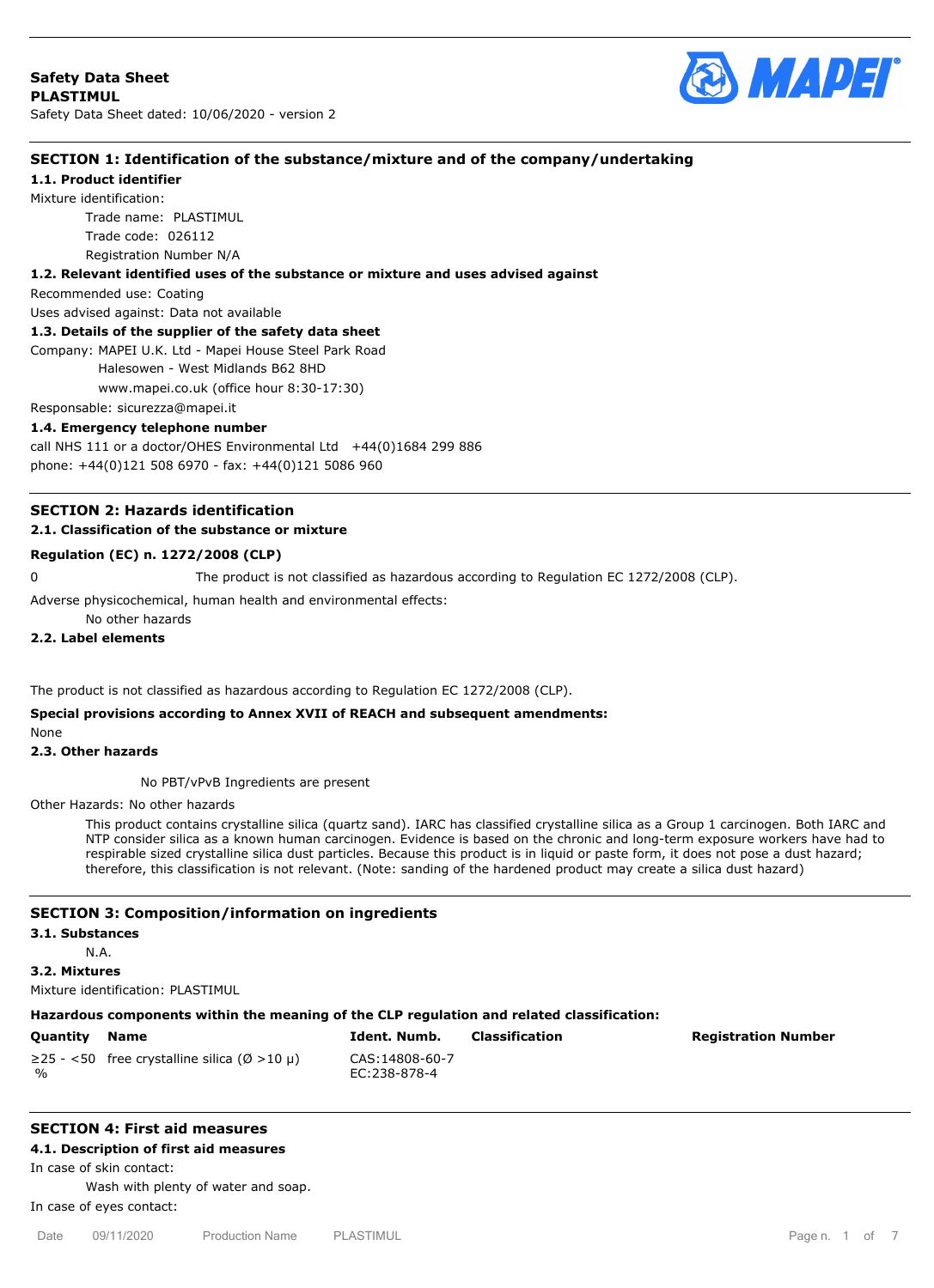**Safety Data Sheet**
**PLASTIMUL**
Safety Data Sheet dated: 10/06/2020 - version 2

## SECTION 1: Identification of the substance/mixture and of the company/undertaking

### 1.1. Product identifier

Mixture identification:

Trade name: PLASTIMUL
Trade code: 026112
Registration Number N/A

### 1.2. Relevant identified uses of the substance or mixture and uses advised against

Recommended use: Coating
Uses advised against: Data not available

### 1.3. Details of the supplier of the safety data sheet

Company: MAPEI U.K. Ltd - Mapei House Steel Park Road
Halesowen - West Midlands B62 8HD
www.mapei.co.uk (office hour 8:30-17:30)

Responsable: sicurezza@mapei.it

### 1.4. Emergency telephone number

call NHS 111 or a doctor/OHES Environmental Ltd +44(0)1684 299 886
phone: +44(0)121 508 6970 - fax: +44(0)121 5086 960

## SECTION 2: Hazards identification

### 2.1. Classification of the substance or mixture

**Regulation (EC) n. 1272/2008 (CLP)**

0 The product is not classified as hazardous according to Regulation EC 1272/2008 (CLP).

Adverse physicochemical, human health and environmental effects:

No other hazards

### 2.2. Label elements

The product is not classified as hazardous according to Regulation EC 1272/2008 (CLP).

**Special provisions according to Annex XVII of REACH and subsequent amendments:**

None

### 2.3. Other hazards

No PBT/vPvB Ingredients are present

Other Hazards: No other hazards

This product contains crystalline silica (quartz sand). IARC has classified crystalline silica as a Group 1 carcinogen. Both IARC and NTP consider silica as a known human carcinogen. Evidence is based on the chronic and long-term exposure workers have had to respirable sized crystalline silica dust particles. Because this product is in liquid or paste form, it does not pose a dust hazard; therefore, this classification is not relevant. (Note: sanding of the hardened product may create a silica dust hazard)

## SECTION 3: Composition/information on ingredients

### 3.1. Substances

N.A.

### 3.2. Mixtures

Mixture identification: PLASTIMUL

**Hazardous components within the meaning of the CLP regulation and related classification:**

| Quantity | Name | Ident. Numb. | Classification | Registration Number |
|---|---|---|---|---|
| ≥25 - <50 % | free crystalline silica (Ø >10 μ) | CAS:14808-60-7 EC:238-878-4 | | |

## SECTION 4: First aid measures

### 4.1. Description of first aid measures

In case of skin contact:

Wash with plenty of water and soap.

In case of eyes contact: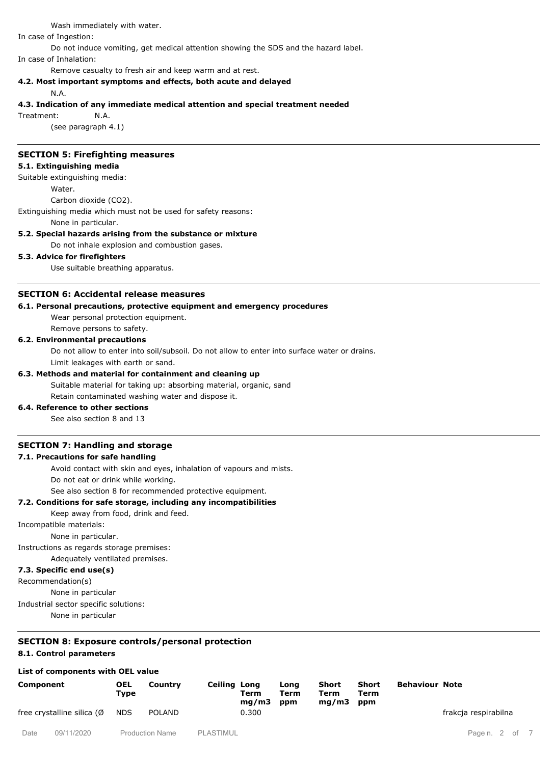Wash immediately with water.

In case of Ingestion:

Do not induce vomiting, get medical attention showing the SDS and the hazard label.

In case of Inhalation:

Remove casualty to fresh air and keep warm and at rest.

**4.2. Most important symptoms and effects, both acute and delayed**

N.A.

**4.3. Indication of any immediate medical attention and special treatment needed**

Treatment: N.A.

(see paragraph 4.1)

## SECTION 5: Firefighting measures

**5.1. Extinguishing media**

Suitable extinguishing media:

Water.

Carbon dioxide ($CO_2$).

Extinguishing media which must not be used for safety reasons:

None in particular.

**5.2. Special hazards arising from the substance or mixture**

Do not inhale explosion and combustion gases.

**5.3. Advice for firefighters**

Use suitable breathing apparatus.

## SECTION 6: Accidental release measures

**6.1. Personal precautions, protective equipment and emergency procedures**

Wear personal protection equipment.

Remove persons to safety.

**6.2. Environmental precautions**

Do not allow to enter into soil/subsoil. Do not allow to enter into surface water or drains.

Limit leakages with earth or sand.

**6.3. Methods and material for containment and cleaning up**

Suitable material for taking up: absorbing material, organic, sand

Retain contaminated washing water and dispose it.

**6.4. Reference to other sections**

See also section 8 and 13

## SECTION 7: Handling and storage

**7.1. Precautions for safe handling**

Avoid contact with skin and eyes, inhalation of vapours and mists.

Do not eat or drink while working.

See also section 8 for recommended protective equipment.

**7.2. Conditions for safe storage, including any incompatibilities**

Keep away from food, drink and feed.

Incompatible materials:

None in particular.

Instructions as regards storage premises:

Adequately ventilated premises.

**7.3. Specific end use(s)**

Recommendation(s)

None in particular

Industrial sector specific solutions:

None in particular

## SECTION 8: Exposure controls/personal protection

**8.1. Control parameters**

**List of components with OEL value**

| Component | OEL Type | Country | Ceiling | Long Term mg/m3 | Long Term ppm | Short Term mg/m3 | Short Term ppm | Behaviour | Note |
|---|---|---|---|---|---|---|---|---|---|
| free crystalline silica (Ø | NDS | POLAND | | 0.300 | | | | | frakcja respirabilna |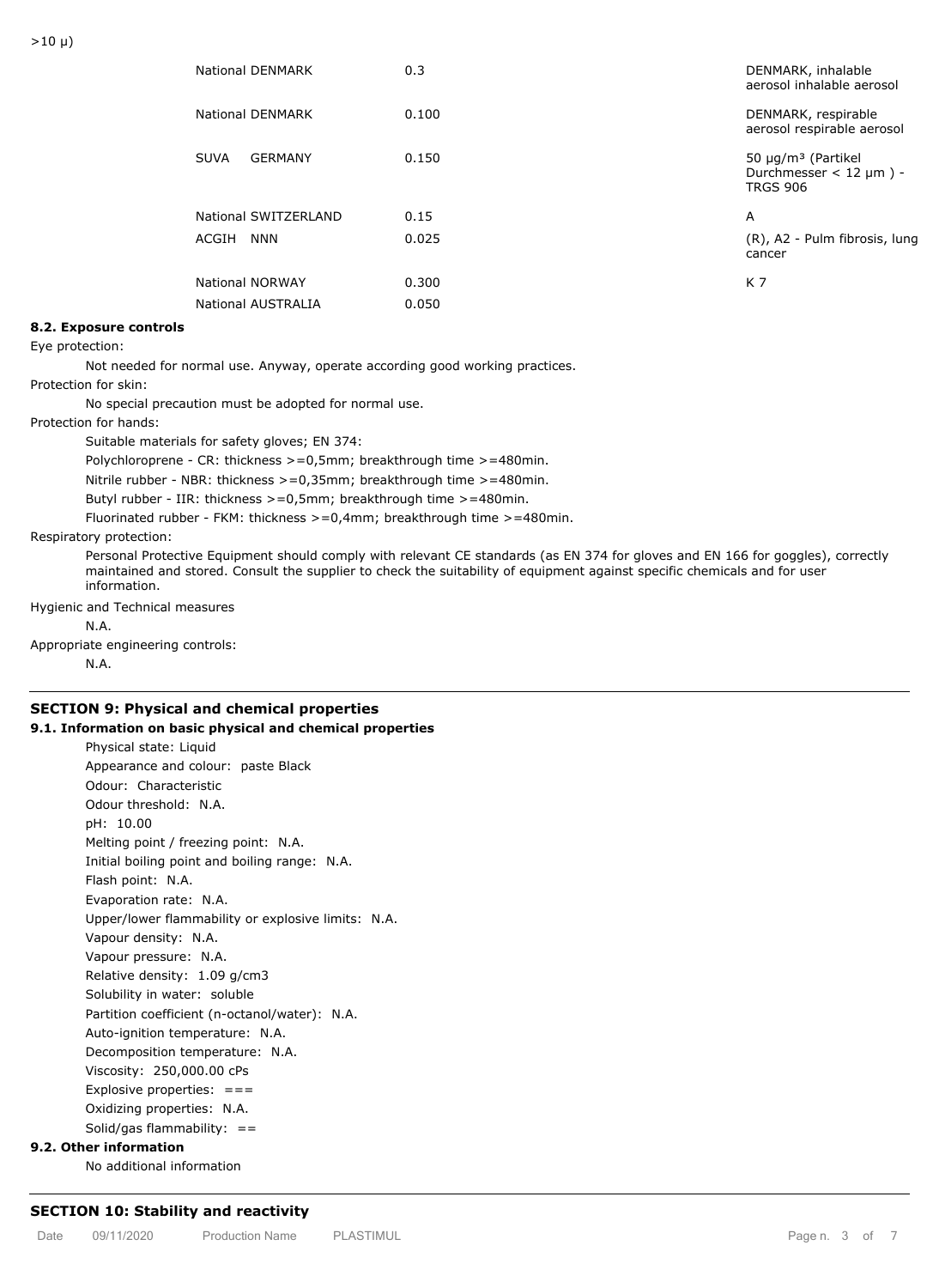>10 µ)

| | | | |
|---|---|---|---|
| | National DENMARK | 0.3 | DENMARK, inhalable aerosol inhalable aerosol |
| | National DENMARK | 0.100 | DENMARK, respirable aerosol respirable aerosol |
| | SUVA GERMANY | 0.150 | 50 µg/m³ (Partikel Durchmesser < 12 µm ) - TRGS 906 |
| | National SWITZERLAND | 0.15 | A |
| | ACGIH NNN | 0.025 | (R), A2 - Pulm fibrosis, lung cancer |
| | National NORWAY | 0.300 | K 7 |
| | National AUSTRALIA | 0.050 | |

**8.2. Exposure controls**

Eye protection:

Not needed for normal use. Anyway, operate according good working practices.

Protection for skin:

No special precaution must be adopted for normal use.

Protection for hands:

Suitable materials for safety gloves; EN 374:

Polychloroprene - CR: thickness >=0,5mm; breakthrough time >=480min.

Nitrile rubber - NBR: thickness >=0,35mm; breakthrough time >=480min.

Butyl rubber - IIR: thickness >=0,5mm; breakthrough time >=480min.

Fluorinated rubber - FKM: thickness >=0,4mm; breakthrough time >=480min.

Respiratory protection:

Personal Protective Equipment should comply with relevant CE standards (as EN 374 for gloves and EN 166 for goggles), correctly maintained and stored. Consult the supplier to check the suitability of equipment against specific chemicals and for user information.

Hygienic and Technical measures

N.A.

Appropriate engineering controls:

N.A.

## SECTION 9: Physical and chemical properties

**9.1. Information on basic physical and chemical properties**

Physical state: Liquid
Appearance and colour: paste Black
Odour: Characteristic
Odour threshold: N.A.
pH: 10.00
Melting point / freezing point: N.A.
Initial boiling point and boiling range: N.A.
Flash point: N.A.
Evaporation rate: N.A.
Upper/lower flammability or explosive limits: N.A.
Vapour density: N.A.
Vapour pressure: N.A.
Relative density: 1.09 g/cm3
Solubility in water: soluble
Partition coefficient (n-octanol/water): N.A.
Auto-ignition temperature: N.A.
Decomposition temperature: N.A.
Viscosity: 250,000.00 cPs
Explosive properties: ===
Oxidizing properties: N.A.
Solid/gas flammability: ==

**9.2. Other information**

No additional information

## SECTION 10: Stability and reactivity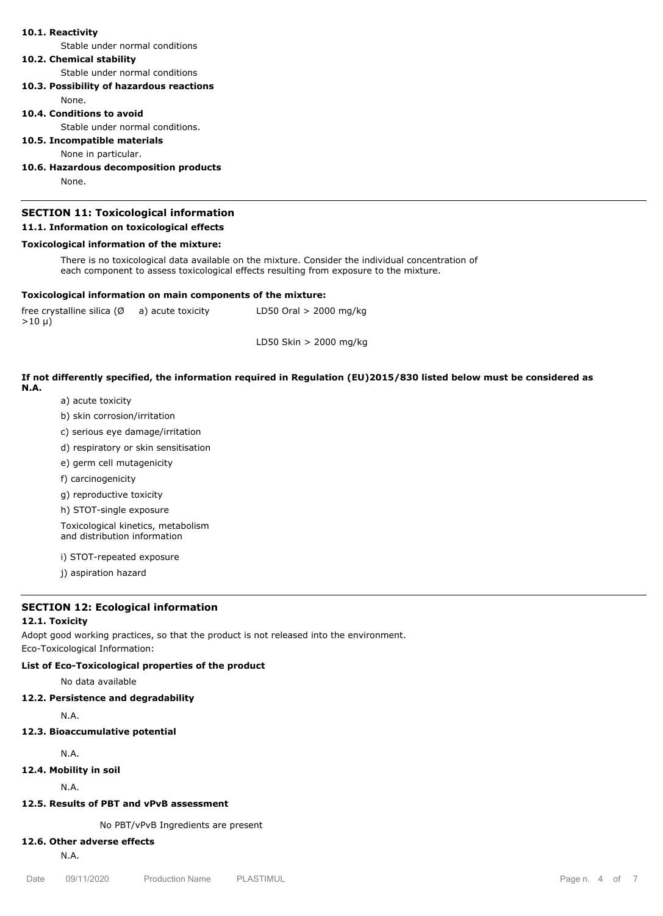**10.1. Reactivity**

Stable under normal conditions

**10.2. Chemical stability**

Stable under normal conditions

**10.3. Possibility of hazardous reactions**

None.

**10.4. Conditions to avoid**

Stable under normal conditions.

**10.5. Incompatible materials**

None in particular.

**10.6. Hazardous decomposition products**

None.

## SECTION 11: Toxicological information

**11.1. Information on toxicological effects**

**Toxicological information of the mixture:**

There is no toxicological data available on the mixture. Consider the individual concentration of each component to assess toxicological effects resulting from exposure to the mixture.

**Toxicological information on main components of the mixture:**

| | | |
|---|---|---|
| free crystalline silica (Ø >10 μ) | a) acute toxicity | LD50 Oral > 2000 mg/kg |
| | | LD50 Skin > 2000 mg/kg |

**If not differently specified, the information required in Regulation (EU)2015/830 listed below must be considered as N.A.**

a) acute toxicity

b) skin corrosion/irritation

c) serious eye damage/irritation

d) respiratory or skin sensitisation

e) germ cell mutagenicity

f) carcinogenicity

g) reproductive toxicity

h) STOT-single exposure

Toxicological kinetics, metabolism and distribution information

i) STOT-repeated exposure

j) aspiration hazard

## SECTION 12: Ecological information

**12.1. Toxicity**

Adopt good working practices, so that the product is not released into the environment.
Eco-Toxicological Information:

**List of Eco-Toxicological properties of the product**

No data available

**12.2. Persistence and degradability**

N.A.

**12.3. Bioaccumulative potential**

N.A.

**12.4. Mobility in soil**

N.A.

**12.5. Results of PBT and vPvB assessment**

No PBT/vPvB Ingredients are present

**12.6. Other adverse effects**

N.A.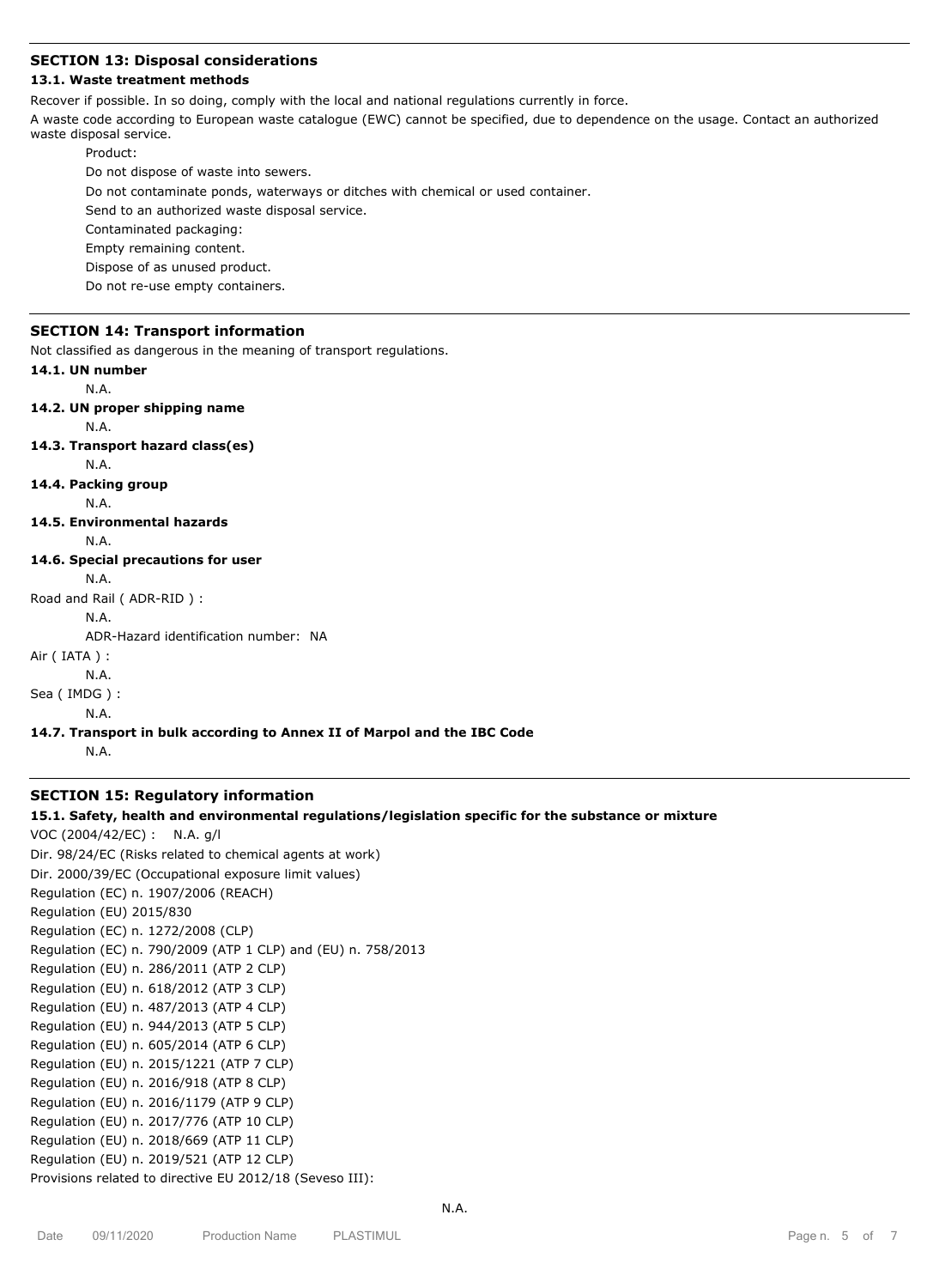## SECTION 13: Disposal considerations

### 13.1. Waste treatment methods

Recover if possible. In so doing, comply with the local and national regulations currently in force.

A waste code according to European waste catalogue (EWC) cannot be specified, due to dependence on the usage. Contact an authorized waste disposal service.

Product:

Do not dispose of waste into sewers.

Do not contaminate ponds, waterways or ditches with chemical or used container.

Send to an authorized waste disposal service.

Contaminated packaging:

Empty remaining content.

Dispose of as unused product.

Do not re-use empty containers.

## SECTION 14: Transport information

Not classified as dangerous in the meaning of transport regulations.

**14.1. UN number**

N.A.

**14.2. UN proper shipping name**

N.A.

**14.3. Transport hazard class(es)**

N.A.

**14.4. Packing group**

N.A.

**14.5. Environmental hazards**

N.A.

**14.6. Special precautions for user**

N.A.

Road and Rail ( ADR-RID ) :

N.A.

ADR-Hazard identification number: NA

Air ( IATA ) :

N.A.

Sea ( IMDG ) :

N.A.

**14.7. Transport in bulk according to Annex II of Marpol and the IBC Code**

N.A.

## SECTION 15: Regulatory information

### 15.1. Safety, health and environmental regulations/legislation specific for the substance or mixture

VOC (2004/42/EC) : N.A. g/l

Dir. 98/24/EC (Risks related to chemical agents at work)

Dir. 2000/39/EC (Occupational exposure limit values)

Regulation (EC) n. 1907/2006 (REACH)

Regulation (EU) 2015/830

Regulation (EC) n. 1272/2008 (CLP)

Regulation (EC) n. 790/2009 (ATP 1 CLP) and (EU) n. 758/2013

Regulation (EU) n. 286/2011 (ATP 2 CLP)

Regulation (EU) n. 618/2012 (ATP 3 CLP)

Regulation (EU) n. 487/2013 (ATP 4 CLP)

Regulation (EU) n. 944/2013 (ATP 5 CLP)

Regulation (EU) n. 605/2014 (ATP 6 CLP)

Regulation (EU) n. 2015/1221 (ATP 7 CLP)

Regulation (EU) n. 2016/918 (ATP 8 CLP)

Regulation (EU) n. 2016/1179 (ATP 9 CLP)

Regulation (EU) n. 2017/776 (ATP 10 CLP)

Regulation (EU) n. 2018/669 (ATP 11 CLP)

Regulation (EU) n. 2019/521 (ATP 12 CLP)

Provisions related to directive EU 2012/18 (Seveso III):

N.A.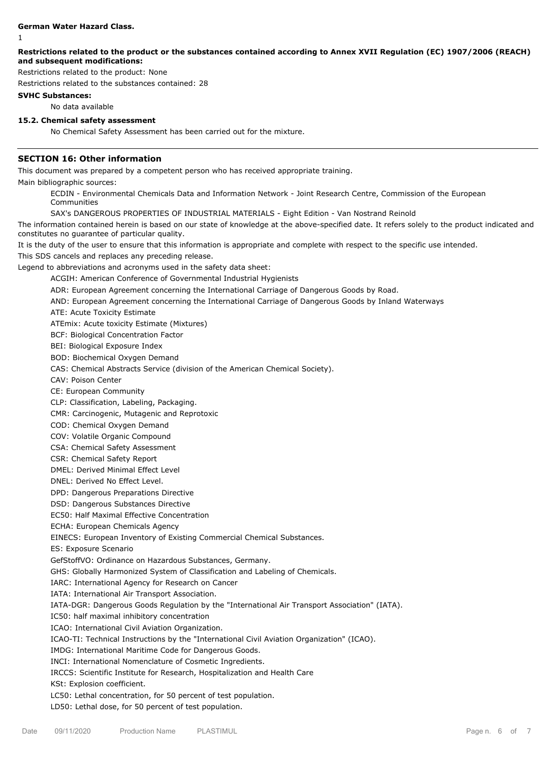**German Water Hazard Class.**

1

**Restrictions related to the product or the substances contained according to Annex XVII Regulation (EC) 1907/2006 (REACH) and subsequent modifications:**

Restrictions related to the product: None

Restrictions related to the substances contained: 28

**SVHC Substances:**

No data available

**15.2. Chemical safety assessment**

No Chemical Safety Assessment has been carried out for the mixture.

## SECTION 16: Other information

This document was prepared by a competent person who has received appropriate training.

Main bibliographic sources:

ECDIN - Environmental Chemicals Data and Information Network - Joint Research Centre, Commission of the European Communities

SAX's DANGEROUS PROPERTIES OF INDUSTRIAL MATERIALS - Eight Edition - Van Nostrand Reinold

The information contained herein is based on our state of knowledge at the above-specified date. It refers solely to the product indicated and constitutes no guarantee of particular quality.

It is the duty of the user to ensure that this information is appropriate and complete with respect to the specific use intended.

This SDS cancels and replaces any preceding release.

Legend to abbreviations and acronyms used in the safety data sheet:

ACGIH: American Conference of Governmental Industrial Hygienists

ADR: European Agreement concerning the International Carriage of Dangerous Goods by Road.

AND: European Agreement concerning the International Carriage of Dangerous Goods by Inland Waterways

ATE: Acute Toxicity Estimate

ATEmix: Acute toxicity Estimate (Mixtures)

BCF: Biological Concentration Factor

BEI: Biological Exposure Index

BOD: Biochemical Oxygen Demand

CAS: Chemical Abstracts Service (division of the American Chemical Society).

CAV: Poison Center

CE: European Community

CLP: Classification, Labeling, Packaging.

CMR: Carcinogenic, Mutagenic and Reprotoxic

COD: Chemical Oxygen Demand

COV: Volatile Organic Compound

CSA: Chemical Safety Assessment

CSR: Chemical Safety Report

DMEL: Derived Minimal Effect Level

DNEL: Derived No Effect Level.

DPD: Dangerous Preparations Directive

DSD: Dangerous Substances Directive

EC50: Half Maximal Effective Concentration

ECHA: European Chemicals Agency

EINECS: European Inventory of Existing Commercial Chemical Substances.

ES: Exposure Scenario

GefStoffVO: Ordinance on Hazardous Substances, Germany.

GHS: Globally Harmonized System of Classification and Labeling of Chemicals.

IARC: International Agency for Research on Cancer

IATA: International Air Transport Association.

IATA-DGR: Dangerous Goods Regulation by the "International Air Transport Association" (IATA).

IC50: half maximal inhibitory concentration

ICAO: International Civil Aviation Organization.

ICAO-TI: Technical Instructions by the "International Civil Aviation Organization" (ICAO).

IMDG: International Maritime Code for Dangerous Goods.

INCI: International Nomenclature of Cosmetic Ingredients.

IRCCS: Scientific Institute for Research, Hospitalization and Health Care

KSt: Explosion coefficient.

LC50: Lethal concentration, for 50 percent of test population.

LD50: Lethal dose, for 50 percent of test population.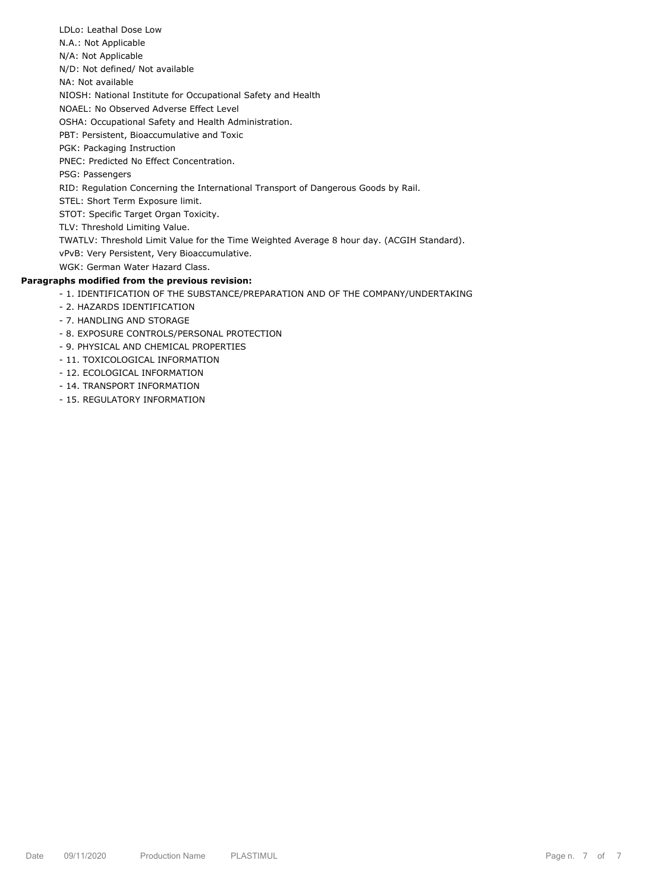LDLo: Leathal Dose Low

N.A.: Not Applicable

N/A: Not Applicable

N/D: Not defined/ Not available

NA: Not available

NIOSH: National Institute for Occupational Safety and Health

NOAEL: No Observed Adverse Effect Level

OSHA: Occupational Safety and Health Administration.

PBT: Persistent, Bioaccumulative and Toxic

PGK: Packaging Instruction

PNEC: Predicted No Effect Concentration.

PSG: Passengers

RID: Regulation Concerning the International Transport of Dangerous Goods by Rail.

STEL: Short Term Exposure limit.

STOT: Specific Target Organ Toxicity.

TLV: Threshold Limiting Value.

TWATLV: Threshold Limit Value for the Time Weighted Average 8 hour day. (ACGIH Standard).

vPvB: Very Persistent, Very Bioaccumulative.

WGK: German Water Hazard Class.

**Paragraphs modified from the previous revision:**

- 1. IDENTIFICATION OF THE SUBSTANCE/PREPARATION AND OF THE COMPANY/UNDERTAKING
- 2. HAZARDS IDENTIFICATION
- 7. HANDLING AND STORAGE
- 8. EXPOSURE CONTROLS/PERSONAL PROTECTION
- 9. PHYSICAL AND CHEMICAL PROPERTIES
- 11. TOXICOLOGICAL INFORMATION
- 12. ECOLOGICAL INFORMATION
- 14. TRANSPORT INFORMATION
- 15. REGULATORY INFORMATION